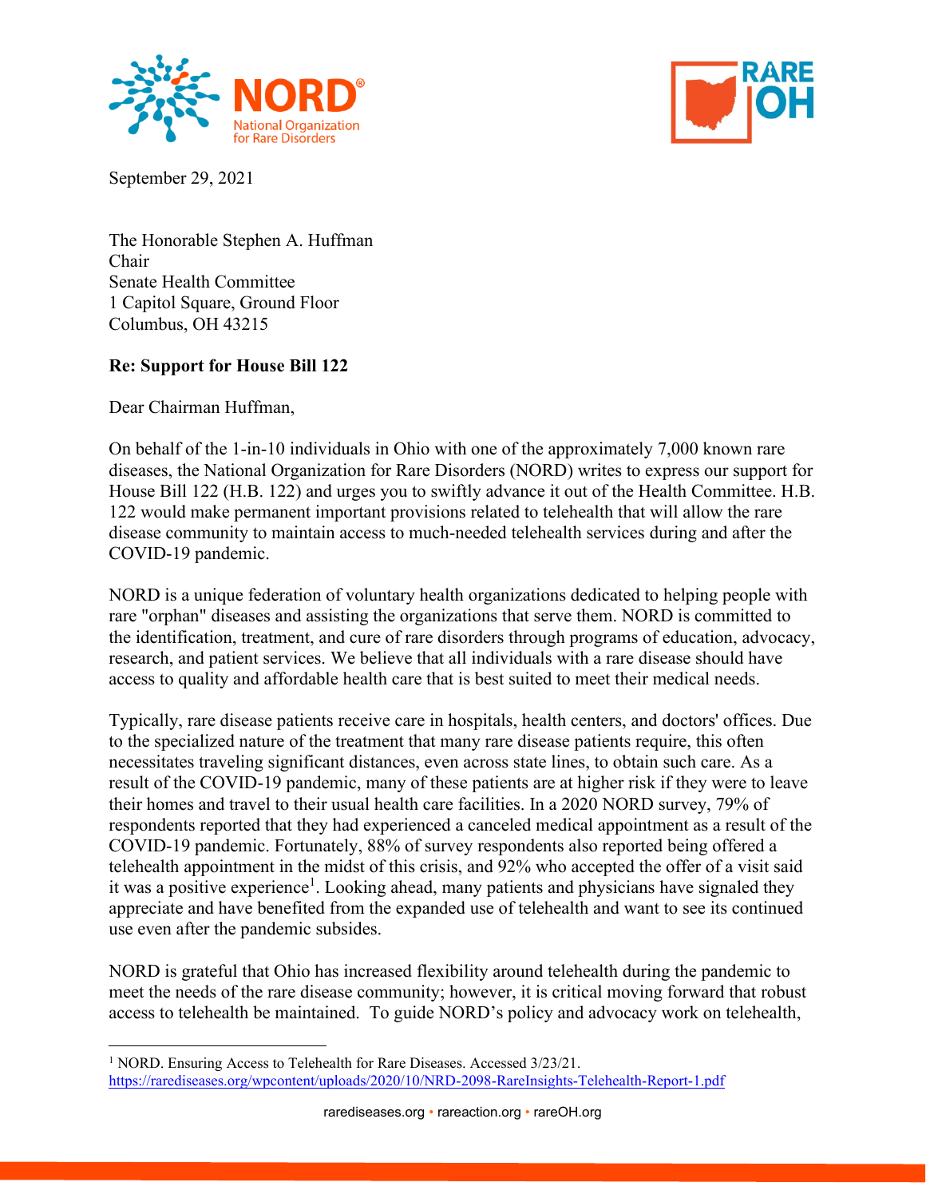September 29, 2021

The Honorable Stephen A. Huffman
Chair
Senate Health Committee
1 Capitol Square, Ground Floor
Columbus, OH 43215

**Re: Support for House Bill 122**

Dear Chairman Huffman,

On behalf of the 1-in-10 individuals in Ohio with one of the approximately 7,000 known rare diseases, the National Organization for Rare Disorders (NORD) writes to express our support for House Bill 122 (H.B. 122) and urges you to swiftly advance it out of the Health Committee. H.B. 122 would make permanent important provisions related to telehealth that will allow the rare disease community to maintain access to much-needed telehealth services during and after the COVID-19 pandemic.

NORD is a unique federation of voluntary health organizations dedicated to helping people with rare "orphan" diseases and assisting the organizations that serve them. NORD is committed to the identification, treatment, and cure of rare disorders through programs of education, advocacy, research, and patient services. We believe that all individuals with a rare disease should have access to quality and affordable health care that is best suited to meet their medical needs.

Typically, rare disease patients receive care in hospitals, health centers, and doctors' offices. Due to the specialized nature of the treatment that many rare disease patients require, this often necessitates traveling significant distances, even across state lines, to obtain such care. As a result of the COVID-19 pandemic, many of these patients are at higher risk if they were to leave their homes and travel to their usual health care facilities. In a 2020 NORD survey, 79% of respondents reported that they had experienced a canceled medical appointment as a result of the COVID-19 pandemic. Fortunately, 88% of survey respondents also reported being offered a telehealth appointment in the midst of this crisis, and 92% who accepted the offer of a visit said it was a positive experience[1]. Looking ahead, many patients and physicians have signaled they appreciate and have benefited from the expanded use of telehealth and want to see its continued use even after the pandemic subsides.

NORD is grateful that Ohio has increased flexibility around telehealth during the pandemic to meet the needs of the rare disease community; however, it is critical moving forward that robust access to telehealth be maintained. To guide NORD's policy and advocacy work on telehealth,

---

[1] NORD. Ensuring Access to Telehealth for Rare Diseases. Accessed 3/23/21. https://rarediseases.org/wpcontent/uploads/2020/10/NRD-2098-RareInsights-Telehealth-Report-1.pdf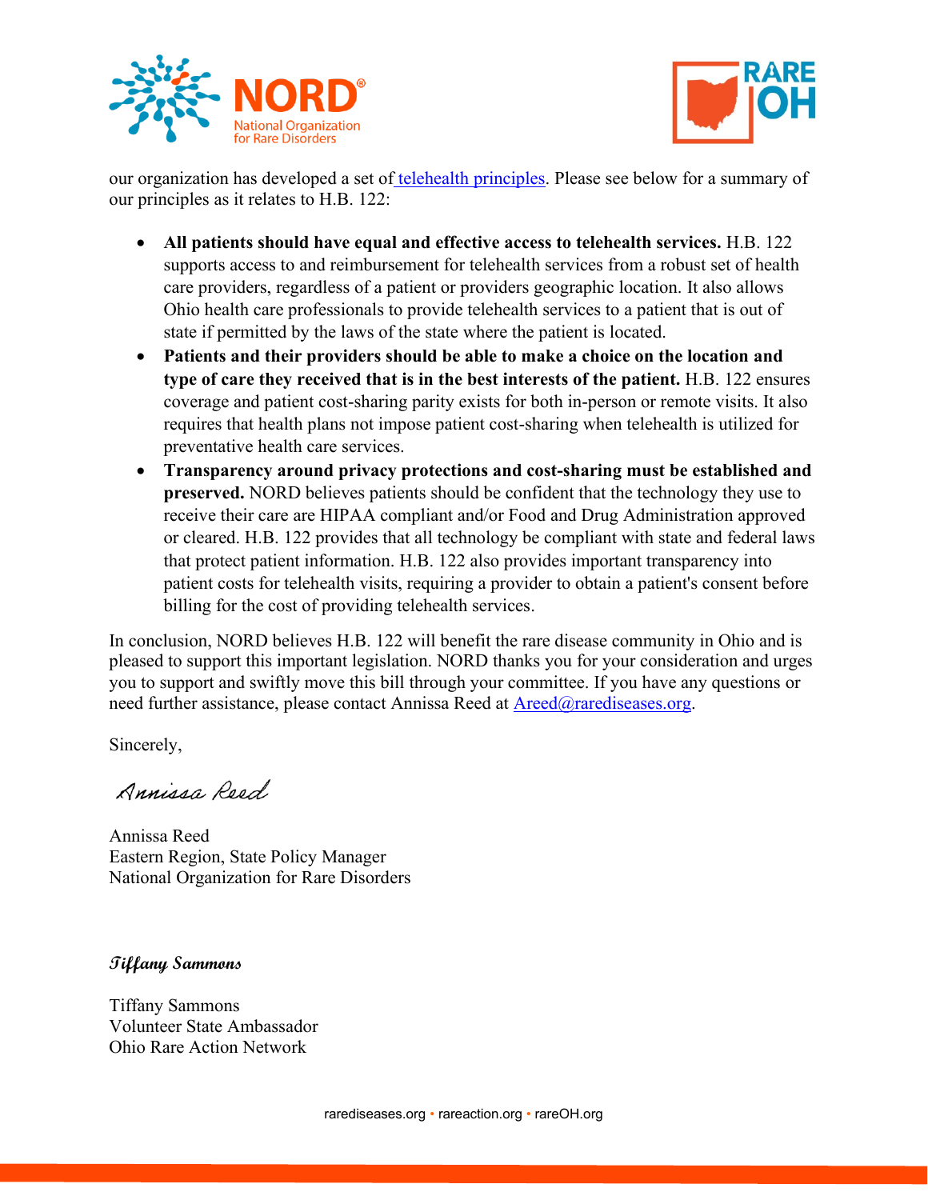our organization has developed a set of [telehealth principles](). Please see below for a summary of our principles as it relates to H.B. 122:

- **All patients should have equal and effective access to telehealth services.** H.B. 122 supports access to and reimbursement for telehealth services from a robust set of health care providers, regardless of a patient or providers geographic location. It also allows Ohio health care professionals to provide telehealth services to a patient that is out of state if permitted by the laws of the state where the patient is located.
- **Patients and their providers should be able to make a choice on the location and type of care they received that is in the best interests of the patient.** H.B. 122 ensures coverage and patient cost-sharing parity exists for both in-person or remote visits. It also requires that health plans not impose patient cost-sharing when telehealth is utilized for preventative health care services.
- **Transparency around privacy protections and cost-sharing must be established and preserved.** NORD believes patients should be confident that the technology they use to receive their care are HIPAA compliant and/or Food and Drug Administration approved or cleared. H.B. 122 provides that all technology be compliant with state and federal laws that protect patient information. H.B. 122 also provides important transparency into patient costs for telehealth visits, requiring a provider to obtain a patient's consent before billing for the cost of providing telehealth services.

In conclusion, NORD believes H.B. 122 will benefit the rare disease community in Ohio and is pleased to support this important legislation. NORD thanks you for your consideration and urges you to support and swiftly move this bill through your committee. If you have any questions or need further assistance, please contact Annissa Reed at Areed@rarediseases.org.

Sincerely,

*Annissa Reed*

Annissa Reed
Eastern Region, State Policy Manager
National Organization for Rare Disorders

***Tiffany Sammons***

Tiffany Sammons
Volunteer State Ambassador
Ohio Rare Action Network

rarediseases.org • rareaction.org • rareOH.org